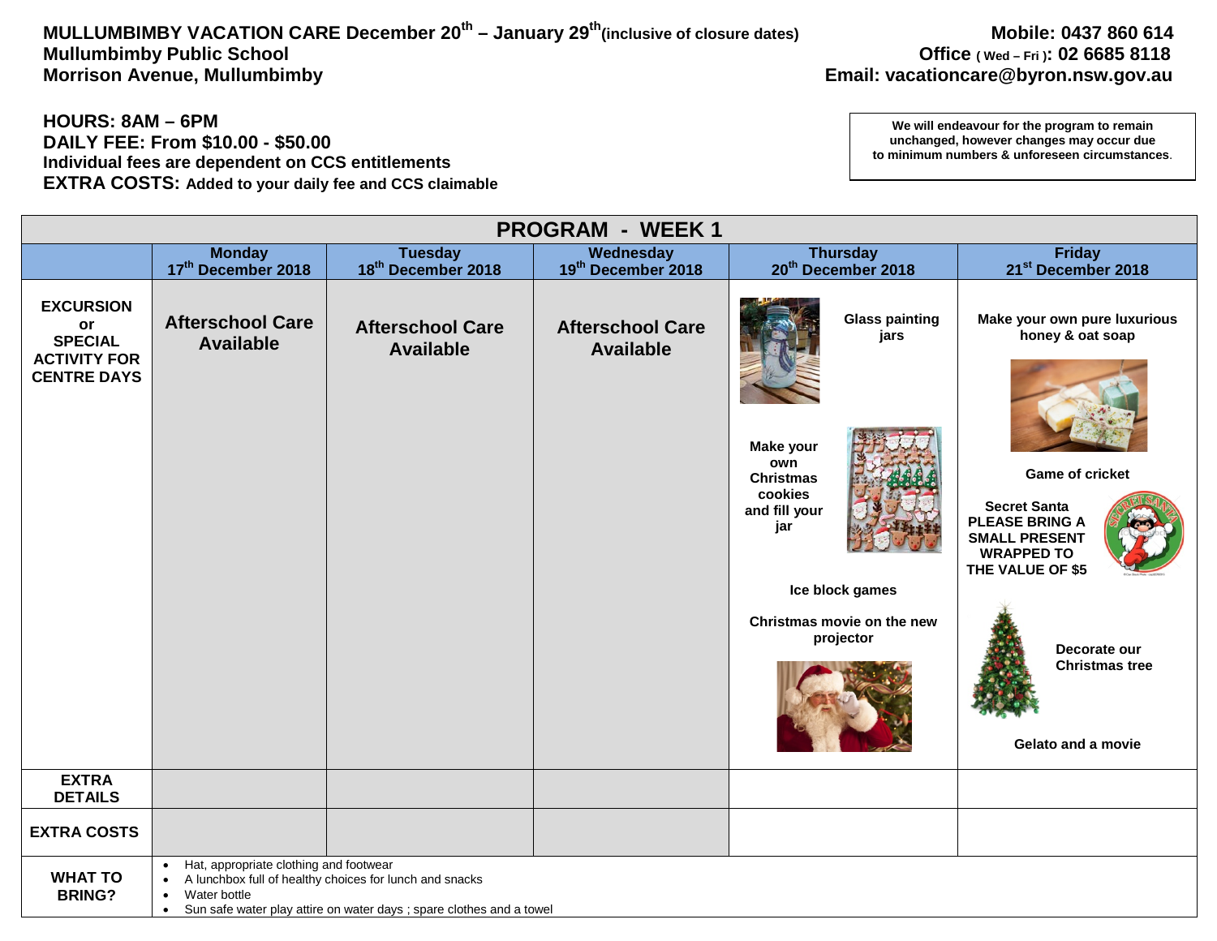**MULLUMBIMBY VACATION CARE December 20th – January 29th (inclusive of closure dates)**
**Mullumbimby Public School**
**Morrison Avenue, Mullumbimby**

**Mobile: 0437 860 614**
**Office ( Wed – Fri ): 02 6685 8118**
**Email: vacationcare@byron.nsw.gov.au**

**HOURS: 8AM – 6PM**
**DAILY FEE: From $10.00 - $50.00**
**Individual fees are dependent on CCS entitlements**
**EXTRA COSTS: Added to your daily fee and CCS claimable**

**We will endeavour for the program to remain unchanged, however changes may occur due to minimum numbers & unforeseen circumstances.**

| PROGRAM - WEEK 1 | | | | | |
|---|---|---|---|---|---|
| | **Monday 17th December 2018** | **Tuesday 18th December 2018** | **Wednesday 19th December 2018** | **Thursday 20th December 2018** | **Friday 21st December 2018** |
| **EXCURSION or SPECIAL ACTIVITY FOR CENTRE DAYS** | **Afterschool Care Available** | **Afterschool Care Available** | **Afterschool Care Available** | **Glass painting jars**<br><br>**Make your own Christmas cookies and fill your jar**<br><br>**Ice block games**<br><br>**Christmas movie on the new projector** | **Make your own pure luxurious honey & oat soap**<br><br>**Game of cricket**<br><br>**Secret Santa PLEASE BRING A SMALL PRESENT WRAPPED TO THE VALUE OF $5**<br><br>**Decorate our Christmas tree**<br><br>**Gelato and a movie** |
| **EXTRA DETAILS** | | | | | |
| **EXTRA COSTS** | | | | | |
| **WHAT TO BRING?** | • Hat, appropriate clothing and footwear<br>• A lunchbox full of healthy choices for lunch and snacks<br>• Water bottle<br>• Sun safe water play attire on water days ; spare clothes and a towel | | | | |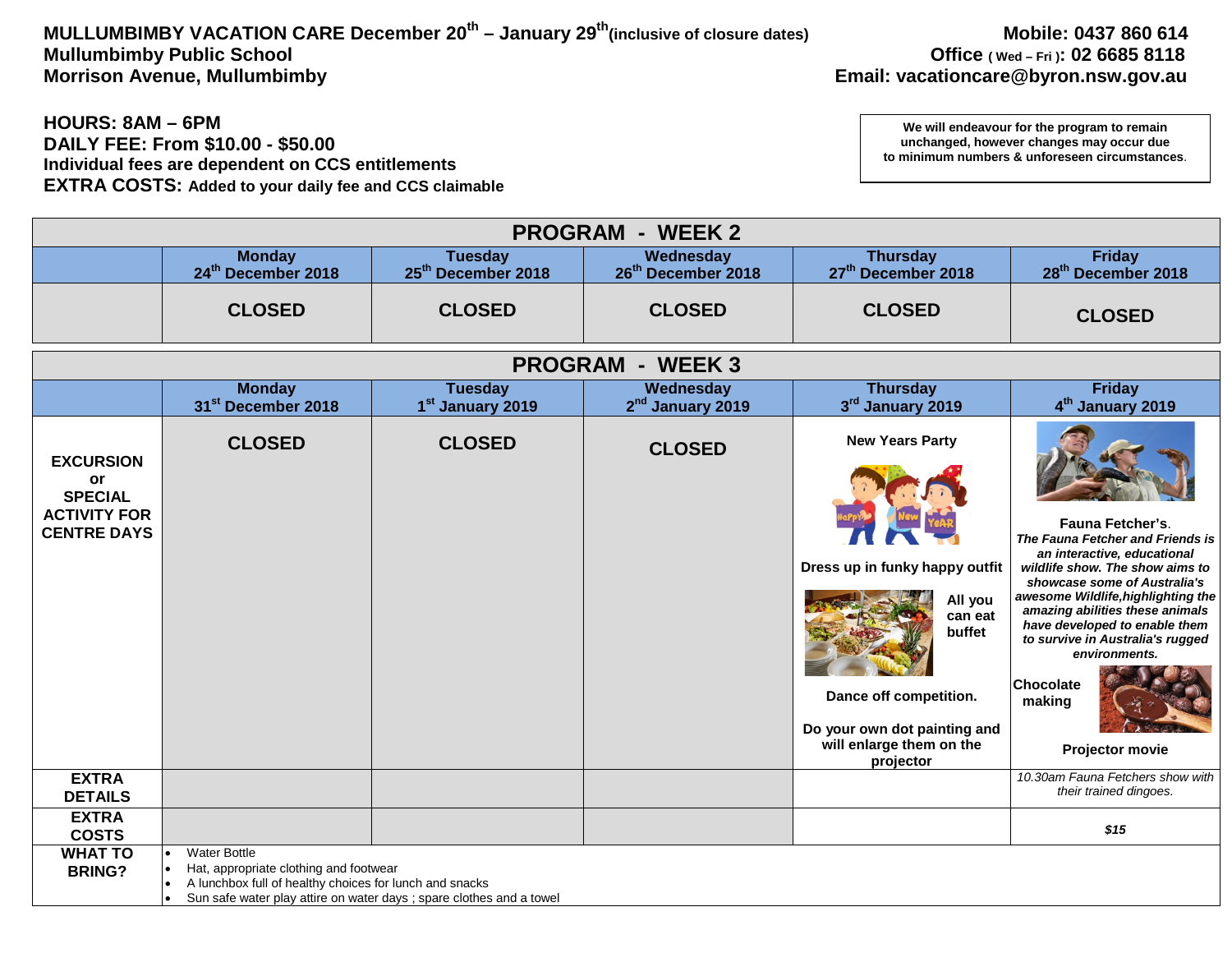**MULLUMBIMBY VACATION CARE December 20th – January 29th (inclusive of closure dates)**
**Mullumbimby Public School**
**Morrison Avenue, Mullumbimby**

**Mobile: 0437 860 614**
**Office ( Wed – Fri ): 02 6685 8118**
**Email: vacationcare@byron.nsw.gov.au**

**HOURS: 8AM – 6PM**
**DAILY FEE: From $10.00 - $50.00**
**Individual fees are dependent on CCS entitlements**
**EXTRA COSTS: Added to your daily fee and CCS claimable**

**We will endeavour for the program to remain unchanged, however changes may occur due to minimum numbers & unforeseen circumstances.**

## PROGRAM - WEEK 2

| | Monday 24th December 2018 | Tuesday 25th December 2018 | Wednesday 26th December 2018 | Thursday 27th December 2018 | Friday 28th December 2018 |
|---|---|---|---|---|---|
| | CLOSED | CLOSED | CLOSED | CLOSED | CLOSED |

## PROGRAM - WEEK 3

| | Monday 31st December 2018 | Tuesday 1st January 2019 | Wednesday 2nd January 2019 | Thursday 3rd January 2019 | Friday 4th January 2019 |
|---|---|---|---|---|---|
| **EXCURSION or SPECIAL ACTIVITY FOR CENTRE DAYS** | CLOSED | CLOSED | CLOSED | **New Years Party**<br>**Dress up in funky happy outfit**<br>**All you can eat buffet**<br>**Dance off competition.**<br>**Do your own dot painting and will enlarge them on the projector** | **Fauna Fetcher's.**<br>***The Fauna Fetcher and Friends is an interactive, educational wildlife show. The show aims to showcase some of Australia's awesome Wildlife, highlighting the amazing abilities these animals have developed to enable them to survive in Australia's rugged environments.***<br>**Chocolate making**<br>**Projector movie** |
| **EXTRA DETAILS** | | | | | *10.30am Fauna Fetchers show with their trained dingoes.* |
| **EXTRA COSTS** | | | | | ***$15*** |

**WHAT TO BRING?**

- Water Bottle
- Hat, appropriate clothing and footwear
- A lunchbox full of healthy choices for lunch and snacks
- Sun safe water play attire on water days ; spare clothes and a towel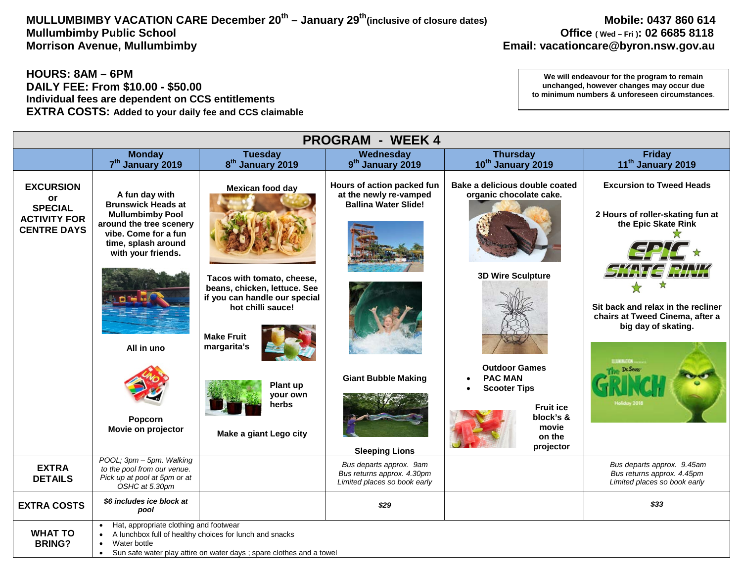**MULLUMBIMBY VACATION CARE December 20th – January 29th(inclusive of closure dates)**
**Mullumbimby Public School**
**Morrison Avenue, Mullumbimby**

**Mobile: 0437 860 614**
**Office ( Wed – Fri ): 02 6685 8118**
**Email: vacationcare@byron.nsw.gov.au**

**HOURS: 8AM – 6PM**
**DAILY FEE: From $10.00 - $50.00**
**Individual fees are dependent on CCS entitlements**
**EXTRA COSTS: Added to your daily fee and CCS claimable**

**We will endeavour for the program to remain unchanged, however changes may occur due to minimum numbers & unforeseen circumstances.**

## PROGRAM - WEEK 4

| | Monday 7th January 2019 | Tuesday 8th January 2019 | Wednesday 9th January 2019 | Thursday 10th January 2019 | Friday 11th January 2019 |
|---|---|---|---|---|---|
| **EXCURSION or SPECIAL ACTIVITY FOR CENTRE DAYS** | A fun day with Brunswick Heads at Mullumbimby Pool around the tree scenery vibe. Come for a fun time, splash around with your friends. All in uno. Popcorn Movie on projector | Mexican food day. Tacos with tomato, cheese, beans, chicken, lettuce. See if you can handle our special hot chilli sauce! Make Fruit margarita's. Plant up your own herbs. Make a giant Lego city | Hours of action packed fun at the newly re-vamped Ballina Water Slide! Giant Bubble Making. Sleeping Lions | Bake a delicious double coated organic chocolate cake. 3D Wire Sculpture. Outdoor Games: PAC MAN; Scooter Tips. Fruit ice block's & movie on the projector | Excursion to Tweed Heads. 2 Hours of roller-skating fun at the Epic Skate Rink. Sit back and relax in the recliner chairs at Tweed Cinema, after a big day of skating. |
| **EXTRA DETAILS** | *POOL; 3pm – 5pm. Walking to the pool from our venue. Pick up at pool at 5pm or at OSHC at 5.30pm* | | *Bus departs approx. 9am Bus returns approx. 4.30pm Limited places so book early* | | *Bus departs approx. 9.45am Bus returns approx. 4.45pm Limited places so book early* |
| **EXTRA COSTS** | ***$6 includes ice block at pool*** | | ***$29*** | | ***$33*** |
| **WHAT TO BRING?** | • Hat, appropriate clothing and footwear<br>• A lunchbox full of healthy choices for lunch and snacks<br>• Water bottle<br>• Sun safe water play attire on water days ; spare clothes and a towel | | | | |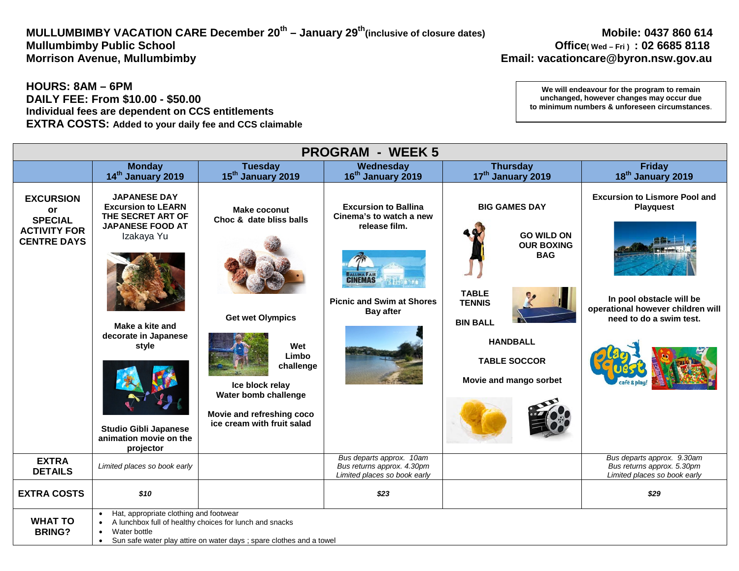**MULLUMBIMBY VACATION CARE December 20th – January 29th (inclusive of closure dates)**
**Mullumbimby Public School**
**Morrison Avenue, Mullumbimby**

**Mobile: 0437 860 614**
**Office (Wed – Fri) : 02 6685 8118**
**Email: vacationcare@byron.nsw.gov.au**

**HOURS: 8AM – 6PM**
**DAILY FEE: From $10.00 - $50.00**
**Individual fees are dependent on CCS entitlements**
**EXTRA COSTS: Added to your daily fee and CCS claimable**

**We will endeavour for the program to remain unchanged, however changes may occur due to minimum numbers & unforeseen circumstances.**

## PROGRAM - WEEK 5

| | Monday 14th January 2019 | Tuesday 15th January 2019 | Wednesday 16th January 2019 | Thursday 17th January 2019 | Friday 18th January 2019 |
|---|---|---|---|---|---|
| **EXCURSION or SPECIAL ACTIVITY FOR CENTRE DAYS** | **JAPANESE DAY Excursion to LEARN THE SECRET ART OF JAPANESE FOOD AT** Izakaya Yu<br><br>**Make a kite and decorate in Japanese style**<br><br>**Studio Gibli Japanese animation movie on the projector** | **Make coconut Choc & date bliss balls**<br><br>**Get wet Olympics**<br><br>**Wet Limbo challenge**<br><br>**Ice block relay Water bomb challenge**<br><br>**Movie and refreshing coco ice cream with fruit salad** | **Excursion to Ballina Cinema's to watch a new release film.**<br><br>**Picnic and Swim at Shores Bay after** | **BIG GAMES DAY**<br><br>**GO WILD ON OUR BOXING BAG**<br><br>**TABLE TENNIS**<br><br>**BIN BALL**<br><br>**HANDBALL**<br><br>**TABLE SOCCOR**<br><br>**Movie and mango sorbet** | **Excursion to Lismore Pool and Playquest**<br><br>**In pool obstacle will be operational however children will need to do a swim test.** |
| **EXTRA DETAILS** | *Limited places so book early* | | *Bus departs approx. 10am*<br>*Bus returns approx. 4.30pm*<br>*Limited places so book early* | | *Bus departs approx. 9.30am*<br>*Bus returns approx. 5.30pm*<br>*Limited places so book early* |
| **EXTRA COSTS** | ***$10*** | | ***$23*** | | ***$29*** |

**WHAT TO BRING?**

- Hat, appropriate clothing and footwear
- A lunchbox full of healthy choices for lunch and snacks
- Water bottle
- Sun safe water play attire on water days ; spare clothes and a towel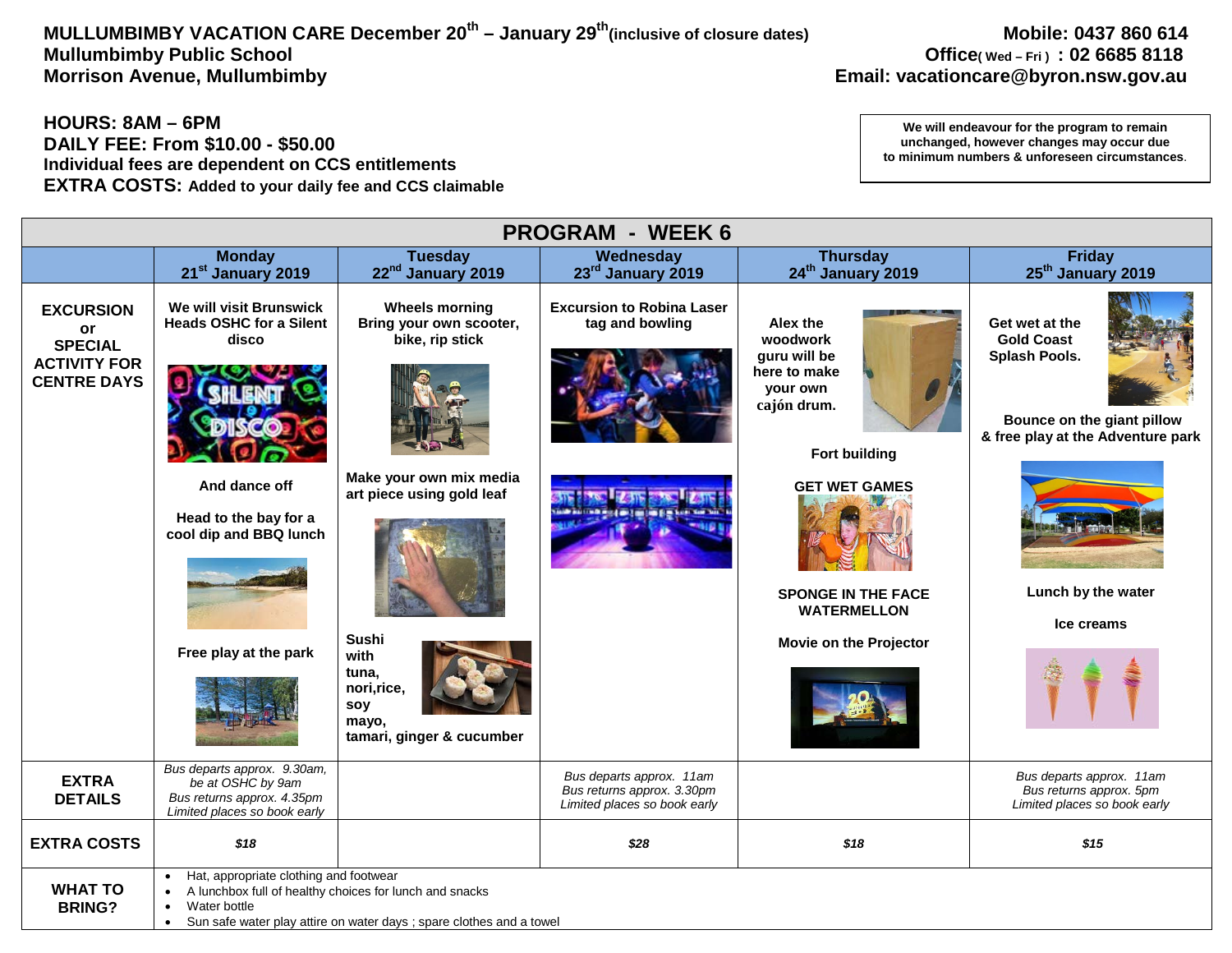**MULLUMBIMBY VACATION CARE December 20th – January 29th (inclusive of closure dates)**
**Mullumbimby Public School**
**Morrison Avenue, Mullumbimby**

**Mobile: 0437 860 614**
**Office (Wed – Fri) : 02 6685 8118**
**Email: vacationcare@byron.nsw.gov.au**

**HOURS: 8AM – 6PM**
**DAILY FEE: From $10.00 - $50.00**
**Individual fees are dependent on CCS entitlements**
**EXTRA COSTS:** Added to your daily fee and CCS claimable

> We will endeavour for the program to remain unchanged, however changes may occur due to minimum numbers & unforeseen circumstances.

## PROGRAM - WEEK 6

| | Monday 21st January 2019 | Tuesday 22nd January 2019 | Wednesday 23rd January 2019 | Thursday 24th January 2019 | Friday 25th January 2019 |
|---|---|---|---|---|---|
| **EXCURSION or SPECIAL ACTIVITY FOR CENTRE DAYS** | We will visit Brunswick Heads OSHC for a Silent disco<br><br>And dance off<br><br>Head to the bay for a cool dip and BBQ lunch<br><br>Free play at the park | Wheels morning Bring your own scooter, bike, rip stick<br><br>Make your own mix media art piece using gold leaf<br><br>Sushi with tuna, nori, rice, soy mayo, tamari, ginger & cucumber | Excursion to Robina Laser tag and bowling | Alex the woodwork guru will be here to make your own cajón drum.<br><br>Fort building<br><br>GET WET GAMES<br><br>SPONGE IN THE FACE WATERMELLON<br><br>Movie on the Projector | Get wet at the Gold Coast Splash Pools.<br><br>Bounce on the giant pillow & free play at the Adventure park<br><br>Lunch by the water<br><br>Ice creams |
| **EXTRA DETAILS** | *Bus departs approx. 9.30am, be at OSHC by 9am*<br>*Bus returns approx. 4.35pm*<br>*Limited places so book early* | | *Bus departs approx. 11am*<br>*Bus returns approx. 3.30pm*<br>*Limited places so book early* | | *Bus departs approx. 11am*<br>*Bus returns approx. 5pm*<br>*Limited places so book early* |
| **EXTRA COSTS** | *$18* | | *$28* | *$18* | *$15* |

**WHAT TO BRING?**

- Hat, appropriate clothing and footwear
- A lunchbox full of healthy choices for lunch and snacks
- Water bottle
- Sun safe water play attire on water days ; spare clothes and a towel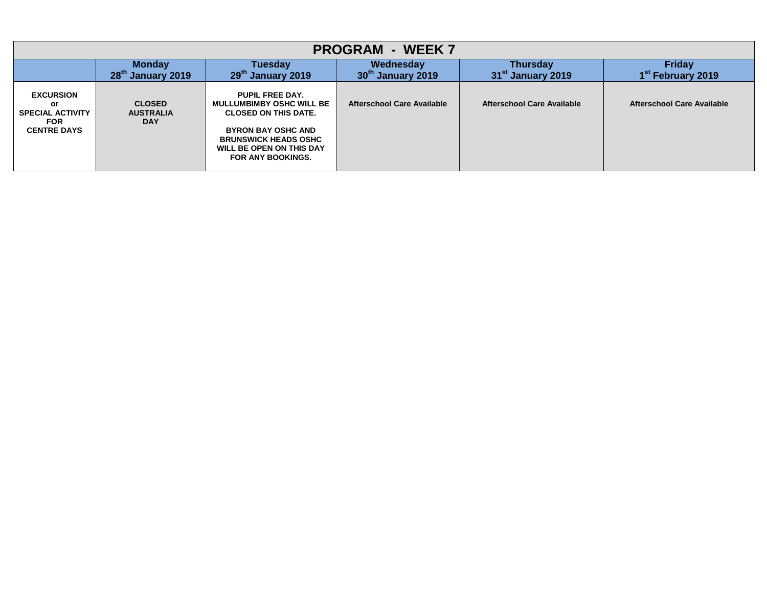| PROGRAM - WEEK 7 | | | | | |
|---|---|---|---|---|---|
| | **Monday** 28th January 2019 | **Tuesday** 29th January 2019 | **Wednesday** 30th January 2019 | **Thursday** 31st January 2019 | **Friday** 1st February 2019 |
| **EXCURSION or SPECIAL ACTIVITY FOR CENTRE DAYS** | **CLOSED AUSTRALIA DAY** | **PUPIL FREE DAY. MULLUMBIMBY OSHC WILL BE CLOSED ON THIS DATE.** **BYRON BAY OSHC AND BRUNSWICK HEADS OSHC WILL BE OPEN ON THIS DAY FOR ANY BOOKINGS.** | **Afterschool Care Available** | **Afterschool Care Available** | **Afterschool Care Available** |